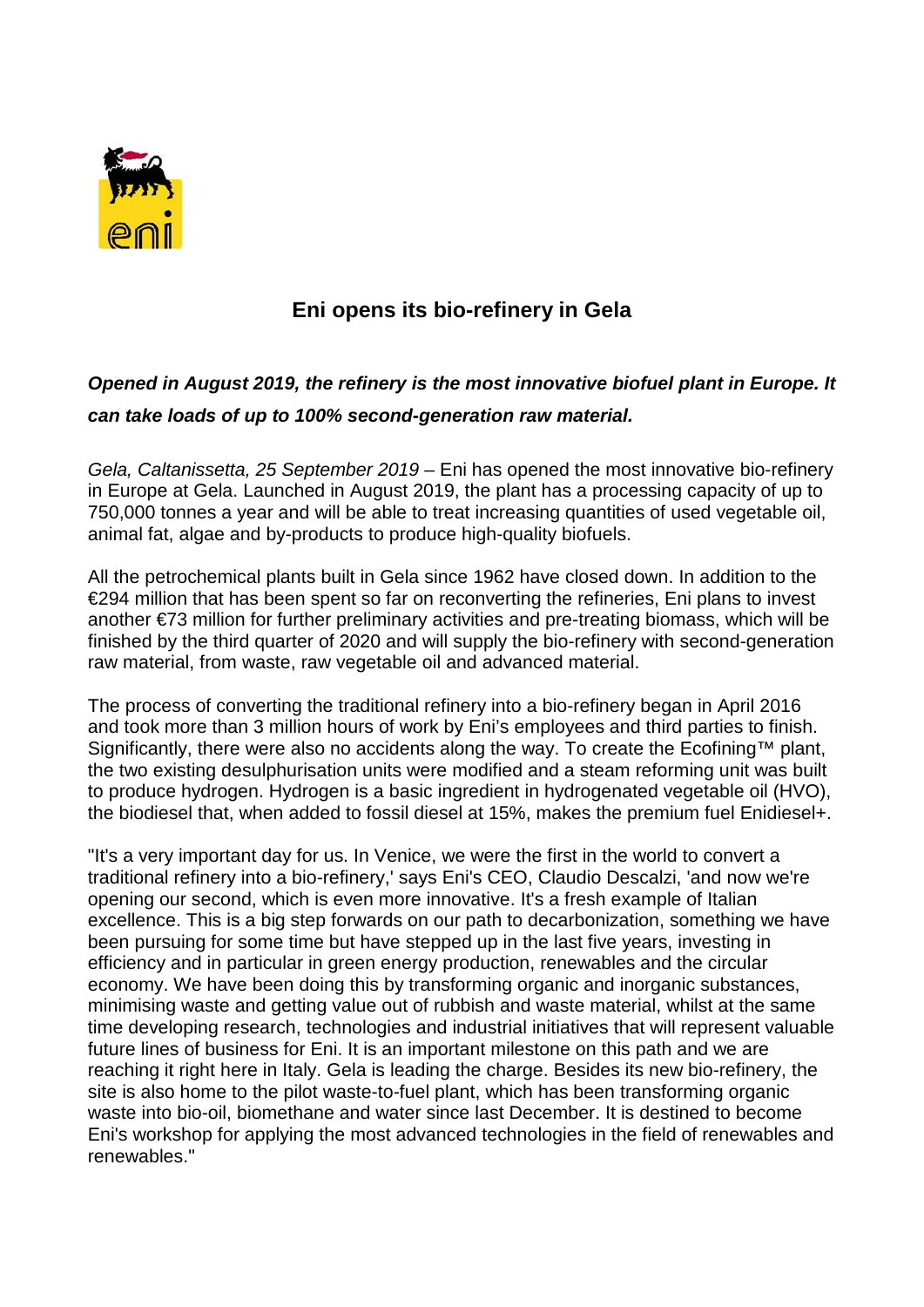# Eni opens its bio-refinery in Gela

***Opened in August 2019, the refinery is the most innovative biofuel plant in Europe. It can take loads of up to 100% second-generation raw material.***

*Gela, Caltanissetta, 25 September 2019* – Eni has opened the most innovative bio-refinery in Europe at Gela. Launched in August 2019, the plant has a processing capacity of up to 750,000 tonnes a year and will be able to treat increasing quantities of used vegetable oil, animal fat, algae and by-products to produce high-quality biofuels.

All the petrochemical plants built in Gela since 1962 have closed down. In addition to the €294 million that has been spent so far on reconverting the refineries, Eni plans to invest another €73 million for further preliminary activities and pre-treating biomass, which will be finished by the third quarter of 2020 and will supply the bio-refinery with second-generation raw material, from waste, raw vegetable oil and advanced material.

The process of converting the traditional refinery into a bio-refinery began in April 2016 and took more than 3 million hours of work by Eni's employees and third parties to finish. Significantly, there were also no accidents along the way. To create the Ecofining™ plant, the two existing desulphurisation units were modified and a steam reforming unit was built to produce hydrogen. Hydrogen is a basic ingredient in hydrogenated vegetable oil (HVO), the biodiesel that, when added to fossil diesel at 15%, makes the premium fuel Enidiesel+.

"It's a very important day for us. In Venice, we were the first in the world to convert a traditional refinery into a bio-refinery,' says Eni's CEO, Claudio Descalzi, 'and now we're opening our second, which is even more innovative. It's a fresh example of Italian excellence. This is a big step forwards on our path to decarbonization, something we have been pursuing for some time but have stepped up in the last five years, investing in efficiency and in particular in green energy production, renewables and the circular economy. We have been doing this by transforming organic and inorganic substances, minimising waste and getting value out of rubbish and waste material, whilst at the same time developing research, technologies and industrial initiatives that will represent valuable future lines of business for Eni. It is an important milestone on this path and we are reaching it right here in Italy. Gela is leading the charge. Besides its new bio-refinery, the site is also home to the pilot waste-to-fuel plant, which has been transforming organic waste into bio-oil, biomethane and water since last December. It is destined to become Eni's workshop for applying the most advanced technologies in the field of renewables and renewables."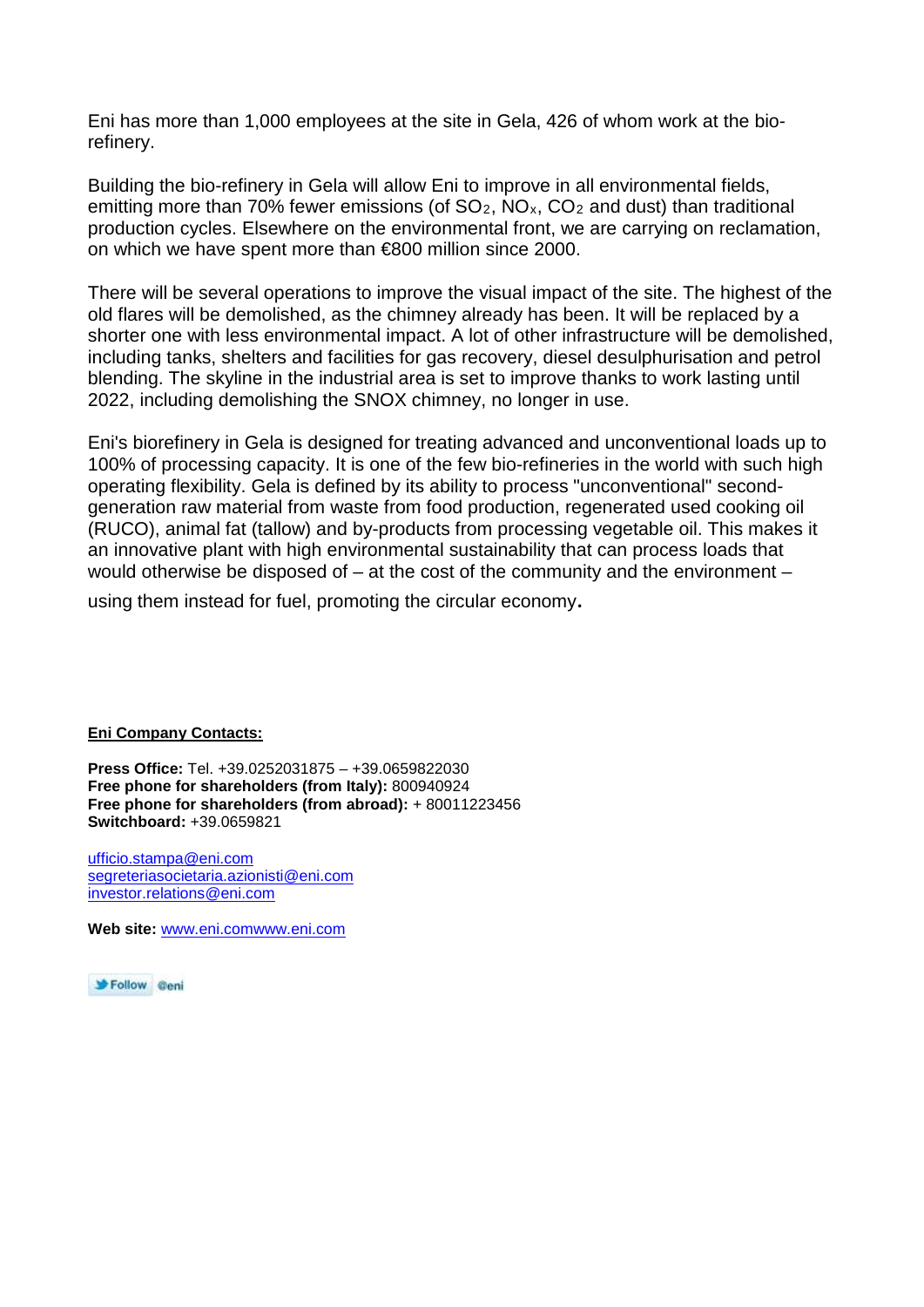Eni has more than 1,000 employees at the site in Gela, 426 of whom work at the bio-refinery.

Building the bio-refinery in Gela will allow Eni to improve in all environmental fields, emitting more than 70% fewer emissions (of $SO_2$, $NO_x$, $CO_2$ and dust) than traditional production cycles. Elsewhere on the environmental front, we are carrying on reclamation, on which we have spent more than €800 million since 2000.

There will be several operations to improve the visual impact of the site. The highest of the old flares will be demolished, as the chimney already has been. It will be replaced by a shorter one with less environmental impact. A lot of other infrastructure will be demolished, including tanks, shelters and facilities for gas recovery, diesel desulphurisation and petrol blending. The skyline in the industrial area is set to improve thanks to work lasting until 2022, including demolishing the SNOX chimney, no longer in use.

Eni's biorefinery in Gela is designed for treating advanced and unconventional loads up to 100% of processing capacity. It is one of the few bio-refineries in the world with such high operating flexibility. Gela is defined by its ability to process "unconventional" second-generation raw material from waste from food production, regenerated used cooking oil (RUCO), animal fat (tallow) and by-products from processing vegetable oil. This makes it an innovative plant with high environmental sustainability that can process loads that would otherwise be disposed of – at the cost of the community and the environment – using them instead for fuel, promoting the circular economy.

**Eni Company Contacts:**

**Press Office:** Tel. +39.0252031875 – +39.0659822030
**Free phone for shareholders (from Italy):** 800940924
**Free phone for shareholders (from abroad):** + 80011223456
**Switchboard:** +39.0659821

ufficio.stampa@eni.com
segreteriasocietaria.azionisti@eni.com
investor.relations@eni.com

**Web site:** www.eni.comwww.eni.com

Follow @eni